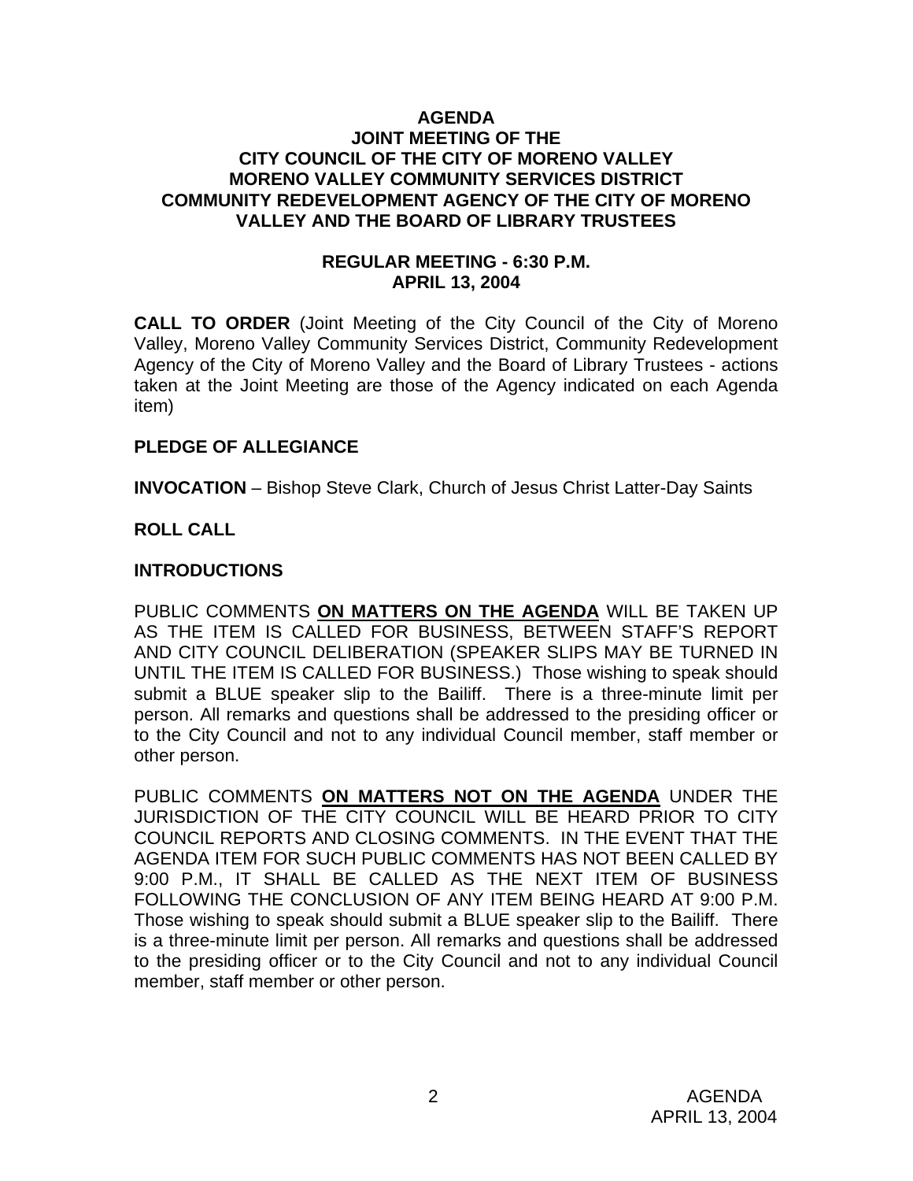**AGENDA**
**JOINT MEETING OF THE**
**CITY COUNCIL OF THE CITY OF MORENO VALLEY**
**MORENO VALLEY COMMUNITY SERVICES DISTRICT**
**COMMUNITY REDEVELOPMENT AGENCY OF THE CITY OF MORENO VALLEY AND THE BOARD OF LIBRARY TRUSTEES**

**REGULAR MEETING - 6:30 P.M.**
**APRIL 13, 2004**

**CALL TO ORDER** (Joint Meeting of the City Council of the City of Moreno Valley, Moreno Valley Community Services District, Community Redevelopment Agency of the City of Moreno Valley and the Board of Library Trustees - actions taken at the Joint Meeting are those of the Agency indicated on each Agenda item)

**PLEDGE OF ALLEGIANCE**

**INVOCATION** – Bishop Steve Clark, Church of Jesus Christ Latter-Day Saints

**ROLL CALL**

**INTRODUCTIONS**

PUBLIC COMMENTS **ON MATTERS ON THE AGENDA** WILL BE TAKEN UP AS THE ITEM IS CALLED FOR BUSINESS, BETWEEN STAFF'S REPORT AND CITY COUNCIL DELIBERATION (SPEAKER SLIPS MAY BE TURNED IN UNTIL THE ITEM IS CALLED FOR BUSINESS.) Those wishing to speak should submit a BLUE speaker slip to the Bailiff. There is a three-minute limit per person. All remarks and questions shall be addressed to the presiding officer or to the City Council and not to any individual Council member, staff member or other person.

PUBLIC COMMENTS **ON MATTERS NOT ON THE AGENDA** UNDER THE JURISDICTION OF THE CITY COUNCIL WILL BE HEARD PRIOR TO CITY COUNCIL REPORTS AND CLOSING COMMENTS. IN THE EVENT THAT THE AGENDA ITEM FOR SUCH PUBLIC COMMENTS HAS NOT BEEN CALLED BY 9:00 P.M., IT SHALL BE CALLED AS THE NEXT ITEM OF BUSINESS FOLLOWING THE CONCLUSION OF ANY ITEM BEING HEARD AT 9:00 P.M. Those wishing to speak should submit a BLUE speaker slip to the Bailiff. There is a three-minute limit per person. All remarks and questions shall be addressed to the presiding officer or to the City Council and not to any individual Council member, staff member or other person.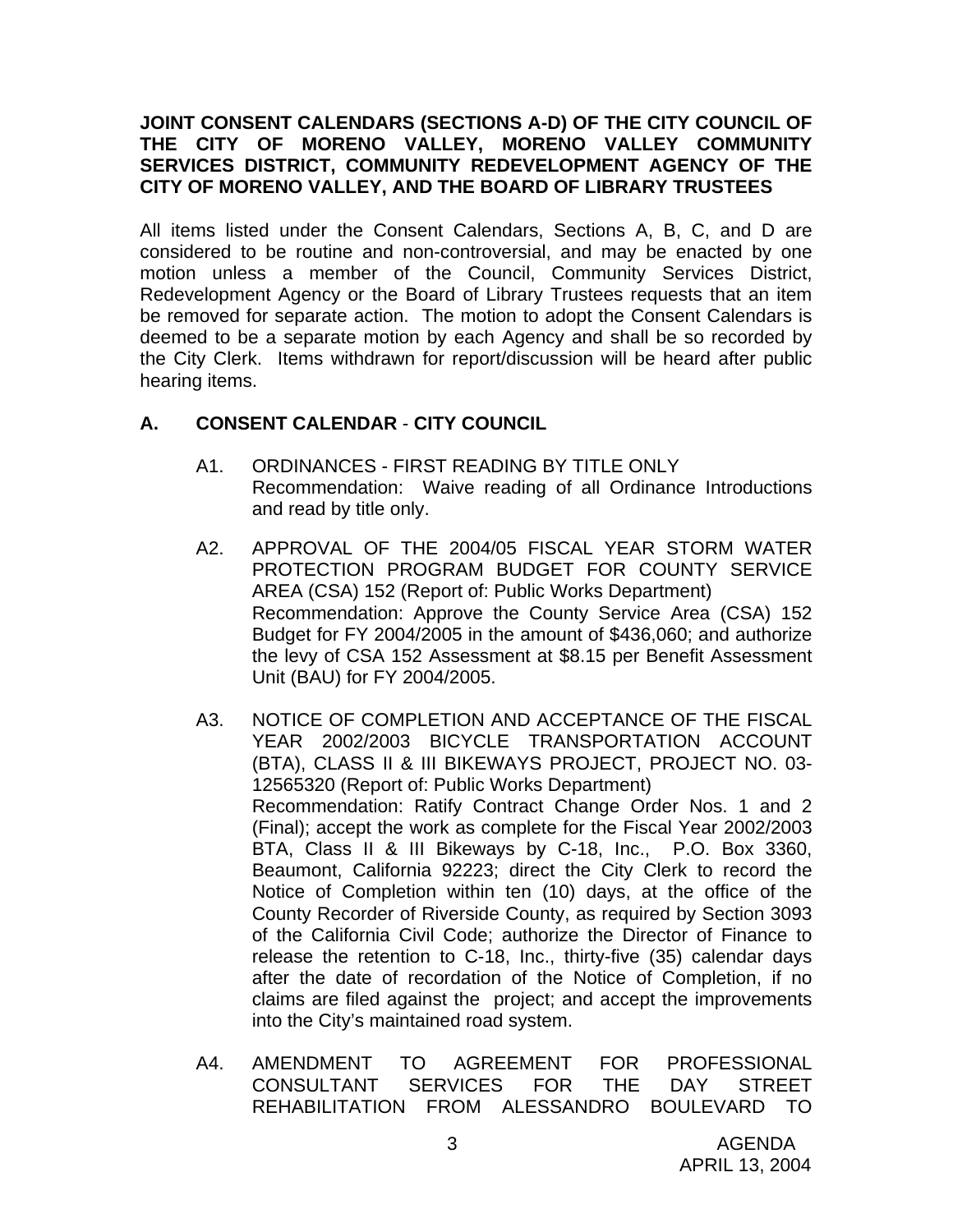**JOINT CONSENT CALENDARS (SECTIONS A-D) OF THE CITY COUNCIL OF THE CITY OF MORENO VALLEY, MORENO VALLEY COMMUNITY SERVICES DISTRICT, COMMUNITY REDEVELOPMENT AGENCY OF THE CITY OF MORENO VALLEY, AND THE BOARD OF LIBRARY TRUSTEES**

All items listed under the Consent Calendars, Sections A, B, C, and D are considered to be routine and non-controversial, and may be enacted by one motion unless a member of the Council, Community Services District, Redevelopment Agency or the Board of Library Trustees requests that an item be removed for separate action. The motion to adopt the Consent Calendars is deemed to be a separate motion by each Agency and shall be so recorded by the City Clerk. Items withdrawn for report/discussion will be heard after public hearing items.

## A. CONSENT CALENDAR - CITY COUNCIL

A1. ORDINANCES - FIRST READING BY TITLE ONLY
Recommendation: Waive reading of all Ordinance Introductions and read by title only.

A2. APPROVAL OF THE 2004/05 FISCAL YEAR STORM WATER PROTECTION PROGRAM BUDGET FOR COUNTY SERVICE AREA (CSA) 152 (Report of: Public Works Department)
Recommendation: Approve the County Service Area (CSA) 152 Budget for FY 2004/2005 in the amount of $436,060; and authorize the levy of CSA 152 Assessment at $8.15 per Benefit Assessment Unit (BAU) for FY 2004/2005.

A3. NOTICE OF COMPLETION AND ACCEPTANCE OF THE FISCAL YEAR 2002/2003 BICYCLE TRANSPORTATION ACCOUNT (BTA), CLASS II & III BIKEWAYS PROJECT, PROJECT NO. 03-12565320 (Report of: Public Works Department)
Recommendation: Ratify Contract Change Order Nos. 1 and 2 (Final); accept the work as complete for the Fiscal Year 2002/2003 BTA, Class II & III Bikeways by C-18, Inc., P.O. Box 3360, Beaumont, California 92223; direct the City Clerk to record the Notice of Completion within ten (10) days, at the office of the County Recorder of Riverside County, as required by Section 3093 of the California Civil Code; authorize the Director of Finance to release the retention to C-18, Inc., thirty-five (35) calendar days after the date of recordation of the Notice of Completion, if no claims are filed against the project; and accept the improvements into the City's maintained road system.

A4. AMENDMENT TO AGREEMENT FOR PROFESSIONAL CONSULTANT SERVICES FOR THE DAY STREET REHABILITATION FROM ALESSANDRO BOULEVARD TO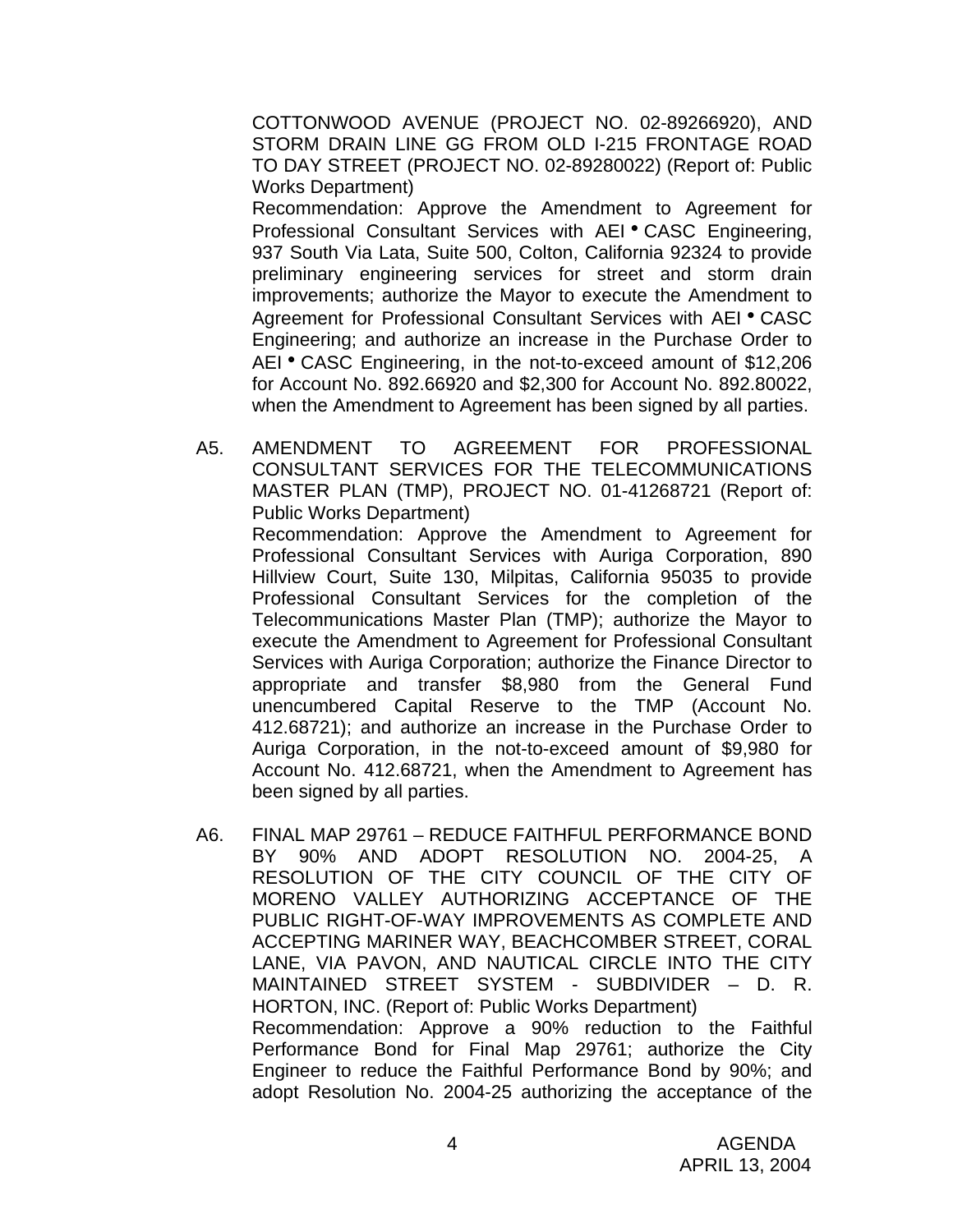COTTONWOOD AVENUE (PROJECT NO. 02-89266920), AND STORM DRAIN LINE GG FROM OLD I-215 FRONTAGE ROAD TO DAY STREET (PROJECT NO. 02-89280022) (Report of: Public Works Department)

Recommendation: Approve the Amendment to Agreement for Professional Consultant Services with AEI • CASC Engineering, 937 South Via Lata, Suite 500, Colton, California 92324 to provide preliminary engineering services for street and storm drain improvements; authorize the Mayor to execute the Amendment to Agreement for Professional Consultant Services with AEI • CASC Engineering; and authorize an increase in the Purchase Order to AEI • CASC Engineering, in the not-to-exceed amount of $12,206 for Account No. 892.66920 and $2,300 for Account No. 892.80022, when the Amendment to Agreement has been signed by all parties.

A5. AMENDMENT TO AGREEMENT FOR PROFESSIONAL CONSULTANT SERVICES FOR THE TELECOMMUNICATIONS MASTER PLAN (TMP), PROJECT NO. 01-41268721 (Report of: Public Works Department)

Recommendation: Approve the Amendment to Agreement for Professional Consultant Services with Auriga Corporation, 890 Hillview Court, Suite 130, Milpitas, California 95035 to provide Professional Consultant Services for the completion of the Telecommunications Master Plan (TMP); authorize the Mayor to execute the Amendment to Agreement for Professional Consultant Services with Auriga Corporation; authorize the Finance Director to appropriate and transfer $8,980 from the General Fund unencumbered Capital Reserve to the TMP (Account No. 412.68721); and authorize an increase in the Purchase Order to Auriga Corporation, in the not-to-exceed amount of $9,980 for Account No. 412.68721, when the Amendment to Agreement has been signed by all parties.

A6. FINAL MAP 29761 – REDUCE FAITHFUL PERFORMANCE BOND BY 90% AND ADOPT RESOLUTION NO. 2004-25, A RESOLUTION OF THE CITY COUNCIL OF THE CITY OF MORENO VALLEY AUTHORIZING ACCEPTANCE OF THE PUBLIC RIGHT-OF-WAY IMPROVEMENTS AS COMPLETE AND ACCEPTING MARINER WAY, BEACHCOMBER STREET, CORAL LANE, VIA PAVON, AND NAUTICAL CIRCLE INTO THE CITY MAINTAINED STREET SYSTEM - SUBDIVIDER – D. R. HORTON, INC. (Report of: Public Works Department)

Recommendation: Approve a 90% reduction to the Faithful Performance Bond for Final Map 29761; authorize the City Engineer to reduce the Faithful Performance Bond by 90%; and adopt Resolution No. 2004-25 authorizing the acceptance of the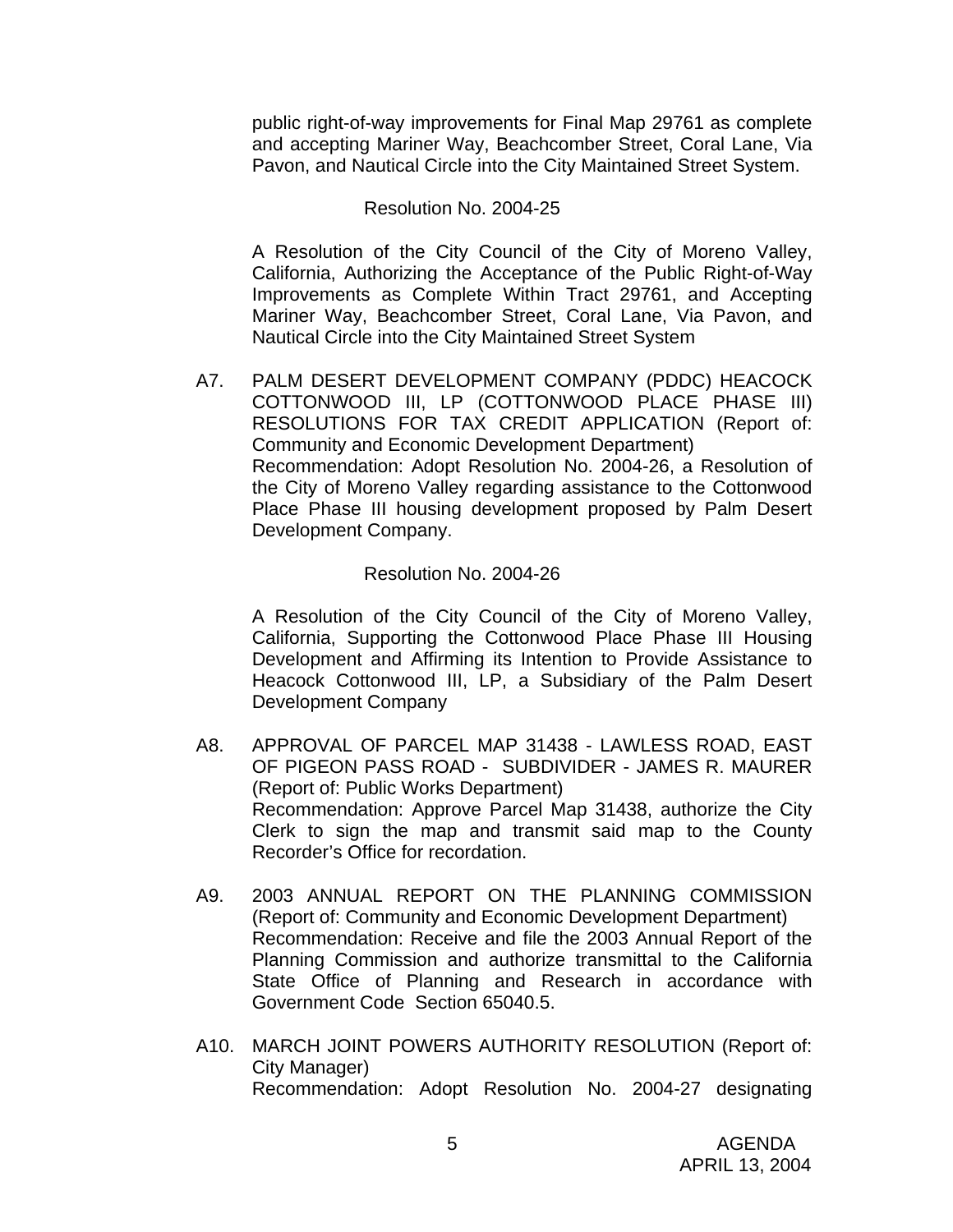public right-of-way improvements for Final Map 29761 as complete and accepting Mariner Way, Beachcomber Street, Coral Lane, Via Pavon, and Nautical Circle into the City Maintained Street System.

Resolution No. 2004-25

A Resolution of the City Council of the City of Moreno Valley, California, Authorizing the Acceptance of the Public Right-of-Way Improvements as Complete Within Tract 29761, and Accepting Mariner Way, Beachcomber Street, Coral Lane, Via Pavon, and Nautical Circle into the City Maintained Street System

A7. PALM DESERT DEVELOPMENT COMPANY (PDDC) HEACOCK COTTONWOOD III, LP (COTTONWOOD PLACE PHASE III) RESOLUTIONS FOR TAX CREDIT APPLICATION (Report of: Community and Economic Development Department)
Recommendation: Adopt Resolution No. 2004-26, a Resolution of the City of Moreno Valley regarding assistance to the Cottonwood Place Phase III housing development proposed by Palm Desert Development Company.

Resolution No. 2004-26

A Resolution of the City Council of the City of Moreno Valley, California, Supporting the Cottonwood Place Phase III Housing Development and Affirming its Intention to Provide Assistance to Heacock Cottonwood III, LP, a Subsidiary of the Palm Desert Development Company

A8. APPROVAL OF PARCEL MAP 31438 - LAWLESS ROAD, EAST OF PIGEON PASS ROAD - SUBDIVIDER - JAMES R. MAURER (Report of: Public Works Department)
Recommendation: Approve Parcel Map 31438, authorize the City Clerk to sign the map and transmit said map to the County Recorder's Office for recordation.

A9. 2003 ANNUAL REPORT ON THE PLANNING COMMISSION (Report of: Community and Economic Development Department)
Recommendation: Receive and file the 2003 Annual Report of the Planning Commission and authorize transmittal to the California State Office of Planning and Research in accordance with Government Code Section 65040.5.

A10. MARCH JOINT POWERS AUTHORITY RESOLUTION (Report of: City Manager)
Recommendation: Adopt Resolution No. 2004-27 designating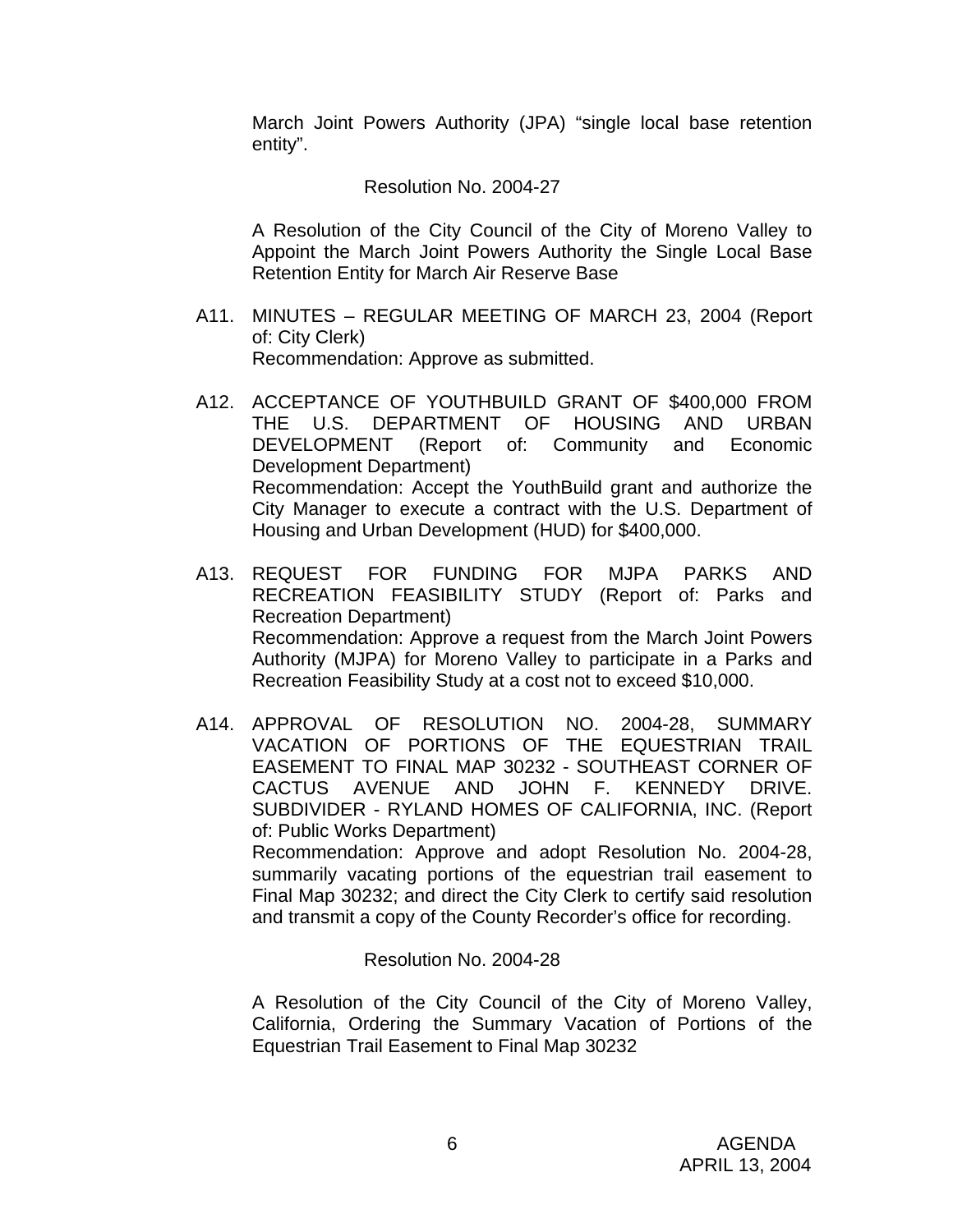March Joint Powers Authority (JPA) "single local base retention entity".

Resolution No. 2004-27

A Resolution of the City Council of the City of Moreno Valley to Appoint the March Joint Powers Authority the Single Local Base Retention Entity for March Air Reserve Base

A11. MINUTES – REGULAR MEETING OF MARCH 23, 2004 (Report of: City Clerk)
Recommendation: Approve as submitted.

A12. ACCEPTANCE OF YOUTHBUILD GRANT OF $400,000 FROM THE U.S. DEPARTMENT OF HOUSING AND URBAN DEVELOPMENT (Report of: Community and Economic Development Department)
Recommendation: Accept the YouthBuild grant and authorize the City Manager to execute a contract with the U.S. Department of Housing and Urban Development (HUD) for $400,000.

A13. REQUEST FOR FUNDING FOR MJPA PARKS AND RECREATION FEASIBILITY STUDY (Report of: Parks and Recreation Department)
Recommendation: Approve a request from the March Joint Powers Authority (MJPA) for Moreno Valley to participate in a Parks and Recreation Feasibility Study at a cost not to exceed $10,000.

A14. APPROVAL OF RESOLUTION NO. 2004-28, SUMMARY VACATION OF PORTIONS OF THE EQUESTRIAN TRAIL EASEMENT TO FINAL MAP 30232 - SOUTHEAST CORNER OF CACTUS AVENUE AND JOHN F. KENNEDY DRIVE. SUBDIVIDER - RYLAND HOMES OF CALIFORNIA, INC. (Report of: Public Works Department)
Recommendation: Approve and adopt Resolution No. 2004-28, summarily vacating portions of the equestrian trail easement to Final Map 30232; and direct the City Clerk to certify said resolution and transmit a copy of the County Recorder's office for recording.

Resolution No. 2004-28

A Resolution of the City Council of the City of Moreno Valley, California, Ordering the Summary Vacation of Portions of the Equestrian Trail Easement to Final Map 30232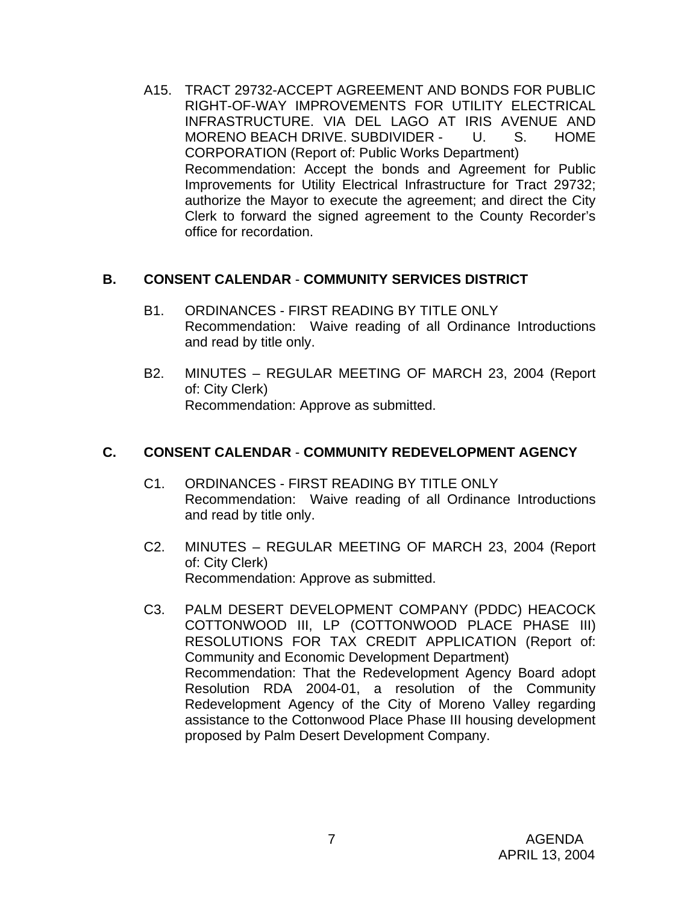A15. TRACT 29732-ACCEPT AGREEMENT AND BONDS FOR PUBLIC RIGHT-OF-WAY IMPROVEMENTS FOR UTILITY ELECTRICAL INFRASTRUCTURE. VIA DEL LAGO AT IRIS AVENUE AND MORENO BEACH DRIVE. SUBDIVIDER - U. S. HOME CORPORATION (Report of: Public Works Department)
Recommendation: Accept the bonds and Agreement for Public Improvements for Utility Electrical Infrastructure for Tract 29732; authorize the Mayor to execute the agreement; and direct the City Clerk to forward the signed agreement to the County Recorder's office for recordation.

## B. CONSENT CALENDAR - COMMUNITY SERVICES DISTRICT

B1. ORDINANCES - FIRST READING BY TITLE ONLY
Recommendation: Waive reading of all Ordinance Introductions and read by title only.

B2. MINUTES – REGULAR MEETING OF MARCH 23, 2004 (Report of: City Clerk)
Recommendation: Approve as submitted.

## C. CONSENT CALENDAR - COMMUNITY REDEVELOPMENT AGENCY

C1. ORDINANCES - FIRST READING BY TITLE ONLY
Recommendation: Waive reading of all Ordinance Introductions and read by title only.

C2. MINUTES – REGULAR MEETING OF MARCH 23, 2004 (Report of: City Clerk)
Recommendation: Approve as submitted.

C3. PALM DESERT DEVELOPMENT COMPANY (PDDC) HEACOCK COTTONWOOD III, LP (COTTONWOOD PLACE PHASE III) RESOLUTIONS FOR TAX CREDIT APPLICATION (Report of: Community and Economic Development Department)
Recommendation: That the Redevelopment Agency Board adopt Resolution RDA 2004-01, a resolution of the Community Redevelopment Agency of the City of Moreno Valley regarding assistance to the Cottonwood Place Phase III housing development proposed by Palm Desert Development Company.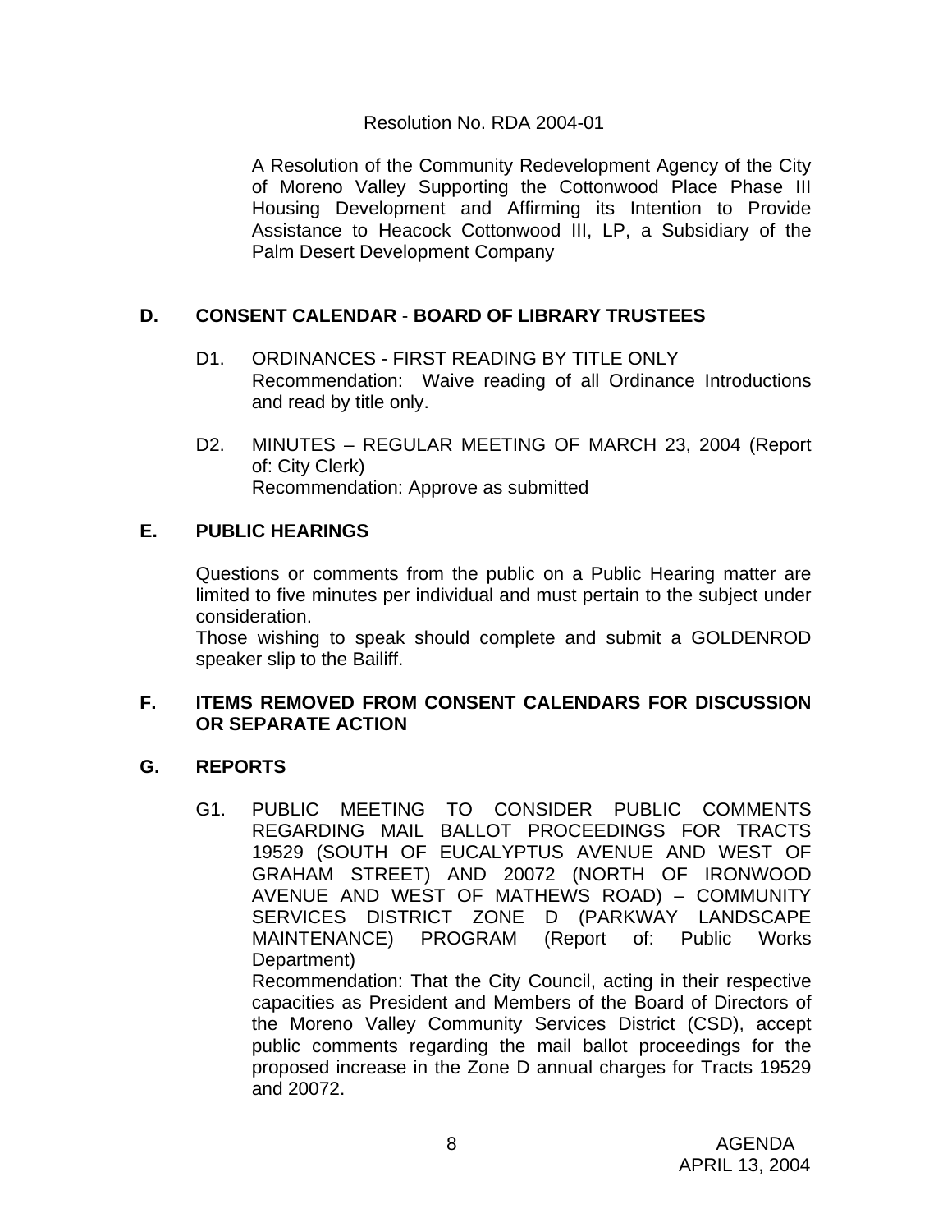Resolution No. RDA 2004-01

A Resolution of the Community Redevelopment Agency of the City of Moreno Valley Supporting the Cottonwood Place Phase III Housing Development and Affirming its Intention to Provide Assistance to Heacock Cottonwood III, LP, a Subsidiary of the Palm Desert Development Company

## D. CONSENT CALENDAR - BOARD OF LIBRARY TRUSTEES

D1. ORDINANCES - FIRST READING BY TITLE ONLY
Recommendation: Waive reading of all Ordinance Introductions and read by title only.

D2. MINUTES – REGULAR MEETING OF MARCH 23, 2004 (Report of: City Clerk)
Recommendation: Approve as submitted

## E. PUBLIC HEARINGS

Questions or comments from the public on a Public Hearing matter are limited to five minutes per individual and must pertain to the subject under consideration.
Those wishing to speak should complete and submit a GOLDENROD speaker slip to the Bailiff.

## F. ITEMS REMOVED FROM CONSENT CALENDARS FOR DISCUSSION OR SEPARATE ACTION

## G. REPORTS

G1. PUBLIC MEETING TO CONSIDER PUBLIC COMMENTS REGARDING MAIL BALLOT PROCEEDINGS FOR TRACTS 19529 (SOUTH OF EUCALYPTUS AVENUE AND WEST OF GRAHAM STREET) AND 20072 (NORTH OF IRONWOOD AVENUE AND WEST OF MATHEWS ROAD) – COMMUNITY SERVICES DISTRICT ZONE D (PARKWAY LANDSCAPE MAINTENANCE) PROGRAM (Report of: Public Works Department)
Recommendation: That the City Council, acting in their respective capacities as President and Members of the Board of Directors of the Moreno Valley Community Services District (CSD), accept public comments regarding the mail ballot proceedings for the proposed increase in the Zone D annual charges for Tracts 19529 and 20072.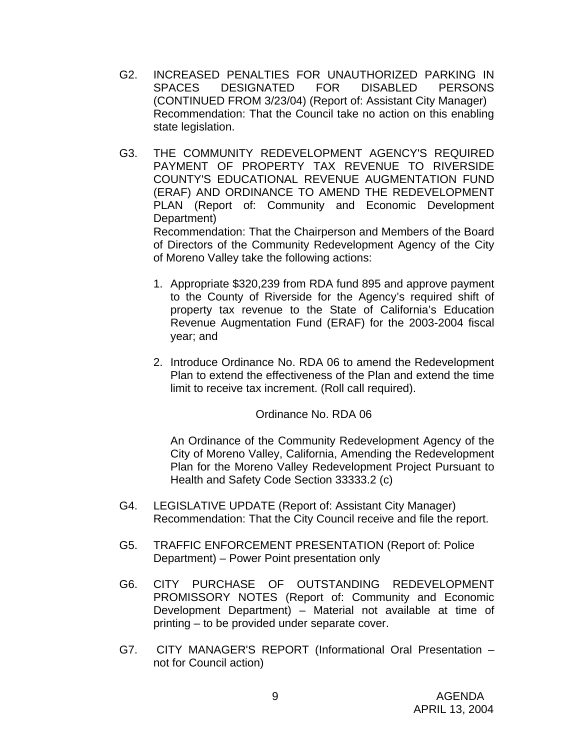G2. INCREASED PENALTIES FOR UNAUTHORIZED PARKING IN SPACES DESIGNATED FOR DISABLED PERSONS (CONTINUED FROM 3/23/04) (Report of: Assistant City Manager)
Recommendation: That the Council take no action on this enabling state legislation.

G3. THE COMMUNITY REDEVELOPMENT AGENCY'S REQUIRED PAYMENT OF PROPERTY TAX REVENUE TO RIVERSIDE COUNTY'S EDUCATIONAL REVENUE AUGMENTATION FUND (ERAF) AND ORDINANCE TO AMEND THE REDEVELOPMENT PLAN (Report of: Community and Economic Development Department)
Recommendation: That the Chairperson and Members of the Board of Directors of the Community Redevelopment Agency of the City of Moreno Valley take the following actions:

1. Appropriate $320,239 from RDA fund 895 and approve payment to the County of Riverside for the Agency's required shift of property tax revenue to the State of California's Education Revenue Augmentation Fund (ERAF) for the 2003-2004 fiscal year; and

2. Introduce Ordinance No. RDA 06 to amend the Redevelopment Plan to extend the effectiveness of the Plan and extend the time limit to receive tax increment. (Roll call required).

Ordinance No. RDA 06

An Ordinance of the Community Redevelopment Agency of the City of Moreno Valley, California, Amending the Redevelopment Plan for the Moreno Valley Redevelopment Project Pursuant to Health and Safety Code Section 33333.2 (c)

G4. LEGISLATIVE UPDATE (Report of: Assistant City Manager)
Recommendation: That the City Council receive and file the report.

G5. TRAFFIC ENFORCEMENT PRESENTATION (Report of: Police Department) – Power Point presentation only

G6. CITY PURCHASE OF OUTSTANDING REDEVELOPMENT PROMISSORY NOTES (Report of: Community and Economic Development Department) – Material not available at time of printing – to be provided under separate cover.

G7. CITY MANAGER'S REPORT (Informational Oral Presentation – not for Council action)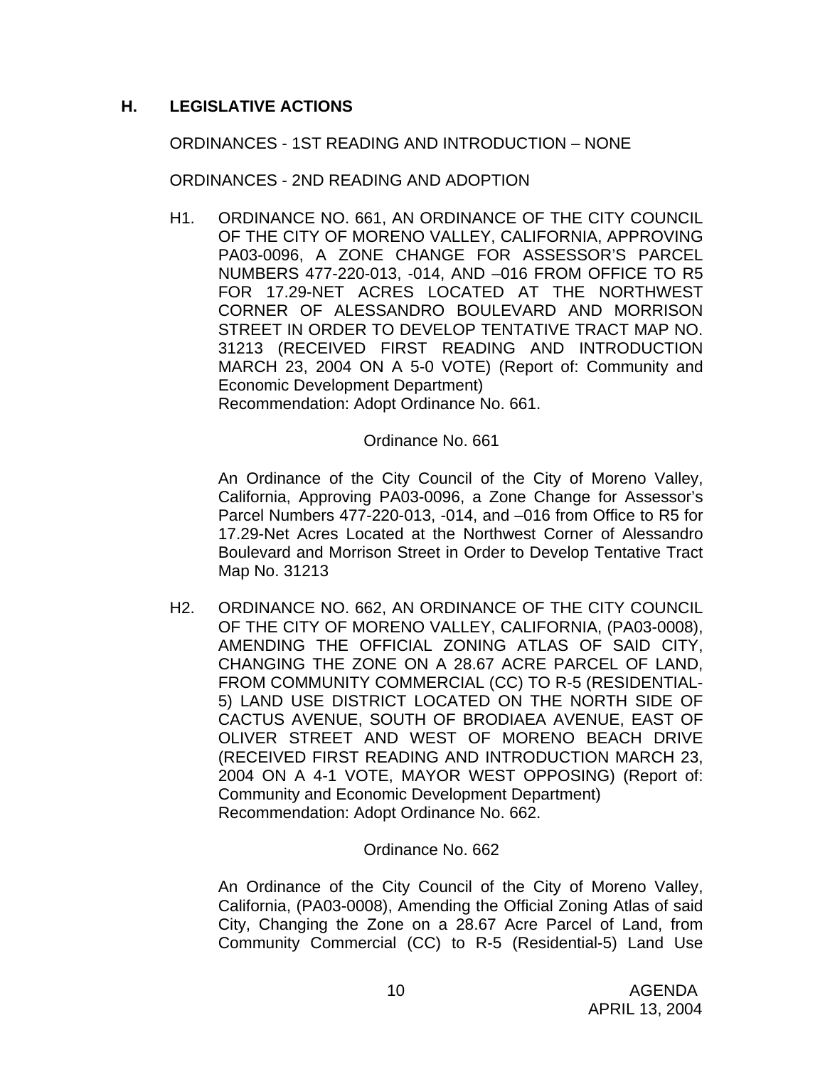## H. LEGISLATIVE ACTIONS

ORDINANCES - 1ST READING AND INTRODUCTION – NONE

ORDINANCES - 2ND READING AND ADOPTION

H1. ORDINANCE NO. 661, AN ORDINANCE OF THE CITY COUNCIL OF THE CITY OF MORENO VALLEY, CALIFORNIA, APPROVING PA03-0096, A ZONE CHANGE FOR ASSESSOR'S PARCEL NUMBERS 477-220-013, -014, AND –016 FROM OFFICE TO R5 FOR 17.29-NET ACRES LOCATED AT THE NORTHWEST CORNER OF ALESSANDRO BOULEVARD AND MORRISON STREET IN ORDER TO DEVELOP TENTATIVE TRACT MAP NO. 31213 (RECEIVED FIRST READING AND INTRODUCTION MARCH 23, 2004 ON A 5-0 VOTE) (Report of: Community and Economic Development Department)
Recommendation: Adopt Ordinance No. 661.

Ordinance No. 661

An Ordinance of the City Council of the City of Moreno Valley, California, Approving PA03-0096, a Zone Change for Assessor's Parcel Numbers 477-220-013, -014, and –016 from Office to R5 for 17.29-Net Acres Located at the Northwest Corner of Alessandro Boulevard and Morrison Street in Order to Develop Tentative Tract Map No. 31213

H2. ORDINANCE NO. 662, AN ORDINANCE OF THE CITY COUNCIL OF THE CITY OF MORENO VALLEY, CALIFORNIA, (PA03-0008), AMENDING THE OFFICIAL ZONING ATLAS OF SAID CITY, CHANGING THE ZONE ON A 28.67 ACRE PARCEL OF LAND, FROM COMMUNITY COMMERCIAL (CC) TO R-5 (RESIDENTIAL-5) LAND USE DISTRICT LOCATED ON THE NORTH SIDE OF CACTUS AVENUE, SOUTH OF BRODIAEA AVENUE, EAST OF OLIVER STREET AND WEST OF MORENO BEACH DRIVE (RECEIVED FIRST READING AND INTRODUCTION MARCH 23, 2004 ON A 4-1 VOTE, MAYOR WEST OPPOSING) (Report of: Community and Economic Development Department)
Recommendation: Adopt Ordinance No. 662.

Ordinance No. 662

An Ordinance of the City Council of the City of Moreno Valley, California, (PA03-0008), Amending the Official Zoning Atlas of said City, Changing the Zone on a 28.67 Acre Parcel of Land, from Community Commercial (CC) to R-5 (Residential-5) Land Use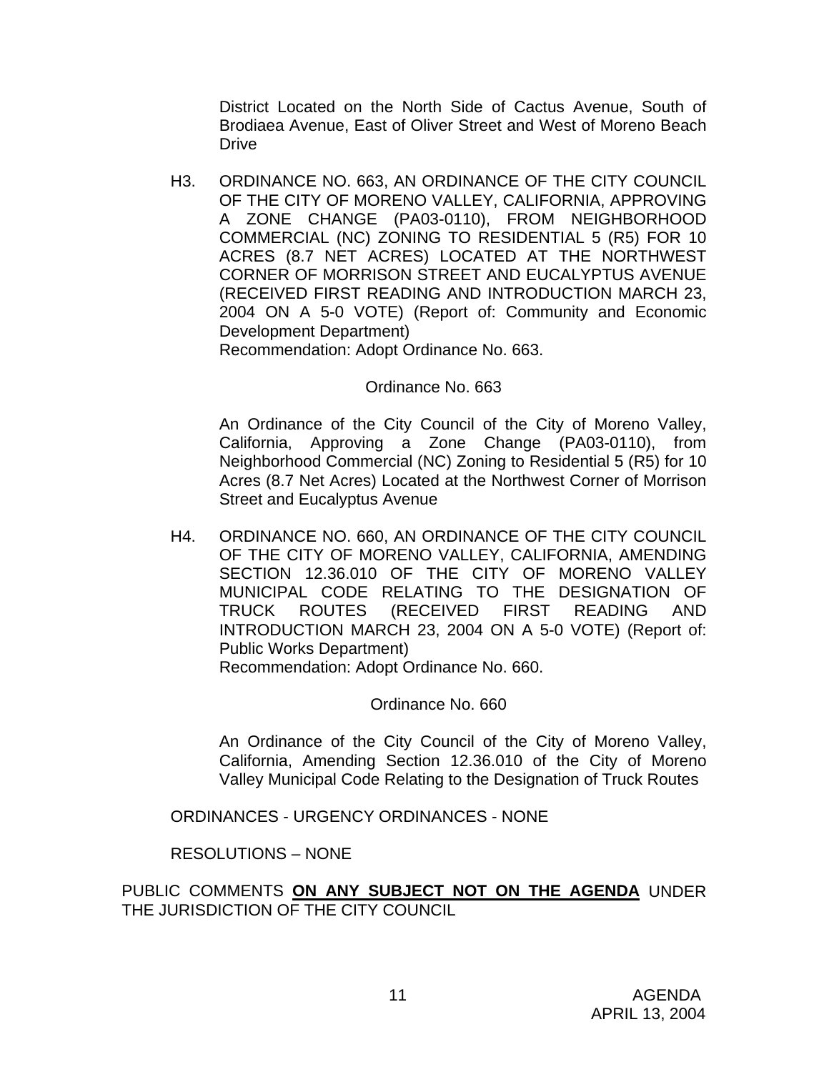District Located on the North Side of Cactus Avenue, South of Brodiaea Avenue, East of Oliver Street and West of Moreno Beach Drive

H3. ORDINANCE NO. 663, AN ORDINANCE OF THE CITY COUNCIL OF THE CITY OF MORENO VALLEY, CALIFORNIA, APPROVING A ZONE CHANGE (PA03-0110), FROM NEIGHBORHOOD COMMERCIAL (NC) ZONING TO RESIDENTIAL 5 (R5) FOR 10 ACRES (8.7 NET ACRES) LOCATED AT THE NORTHWEST CORNER OF MORRISON STREET AND EUCALYPTUS AVENUE (RECEIVED FIRST READING AND INTRODUCTION MARCH 23, 2004 ON A 5-0 VOTE) (Report of: Community and Economic Development Department)
Recommendation: Adopt Ordinance No. 663.

Ordinance No. 663

An Ordinance of the City Council of the City of Moreno Valley, California, Approving a Zone Change (PA03-0110), from Neighborhood Commercial (NC) Zoning to Residential 5 (R5) for 10 Acres (8.7 Net Acres) Located at the Northwest Corner of Morrison Street and Eucalyptus Avenue

H4. ORDINANCE NO. 660, AN ORDINANCE OF THE CITY COUNCIL OF THE CITY OF MORENO VALLEY, CALIFORNIA, AMENDING SECTION 12.36.010 OF THE CITY OF MORENO VALLEY MUNICIPAL CODE RELATING TO THE DESIGNATION OF TRUCK ROUTES (RECEIVED FIRST READING AND INTRODUCTION MARCH 23, 2004 ON A 5-0 VOTE) (Report of: Public Works Department)
Recommendation: Adopt Ordinance No. 660.

Ordinance No. 660

An Ordinance of the City Council of the City of Moreno Valley, California, Amending Section 12.36.010 of the City of Moreno Valley Municipal Code Relating to the Designation of Truck Routes

ORDINANCES - URGENCY ORDINANCES - NONE

RESOLUTIONS – NONE

PUBLIC COMMENTS **ON ANY SUBJECT NOT ON THE AGENDA** UNDER THE JURISDICTION OF THE CITY COUNCIL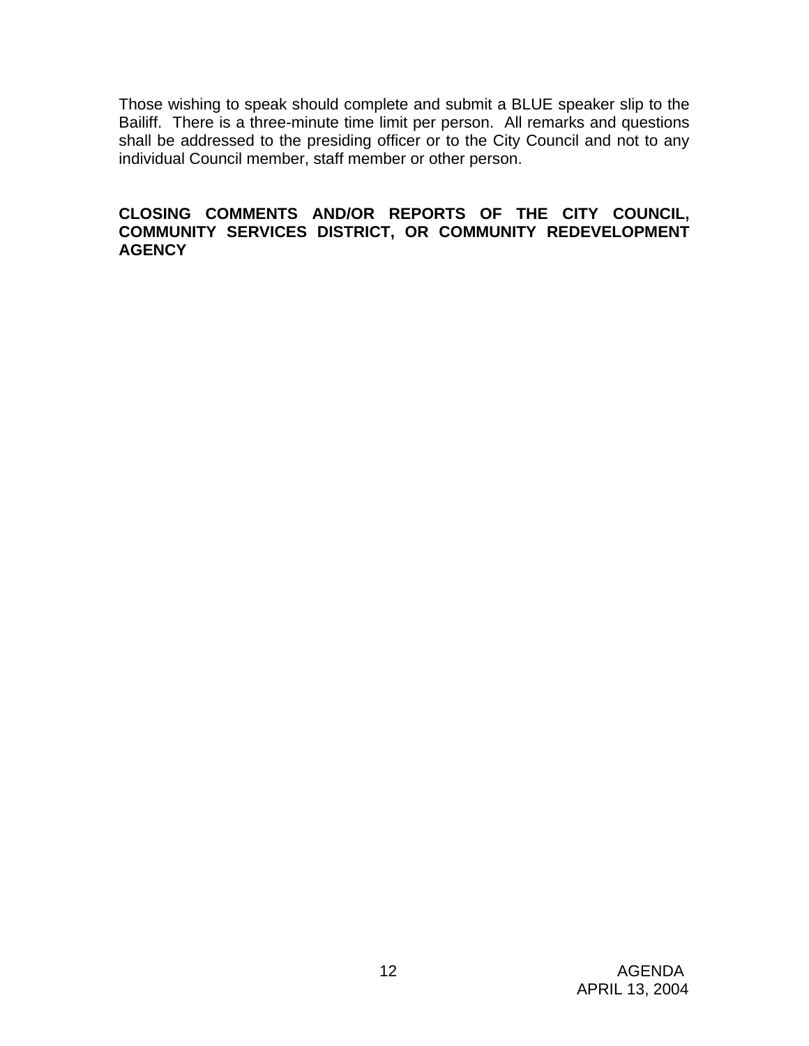Those wishing to speak should complete and submit a BLUE speaker slip to the Bailiff. There is a three-minute time limit per person. All remarks and questions shall be addressed to the presiding officer or to the City Council and not to any individual Council member, staff member or other person.

**CLOSING COMMENTS AND/OR REPORTS OF THE CITY COUNCIL, COMMUNITY SERVICES DISTRICT, OR COMMUNITY REDEVELOPMENT AGENCY**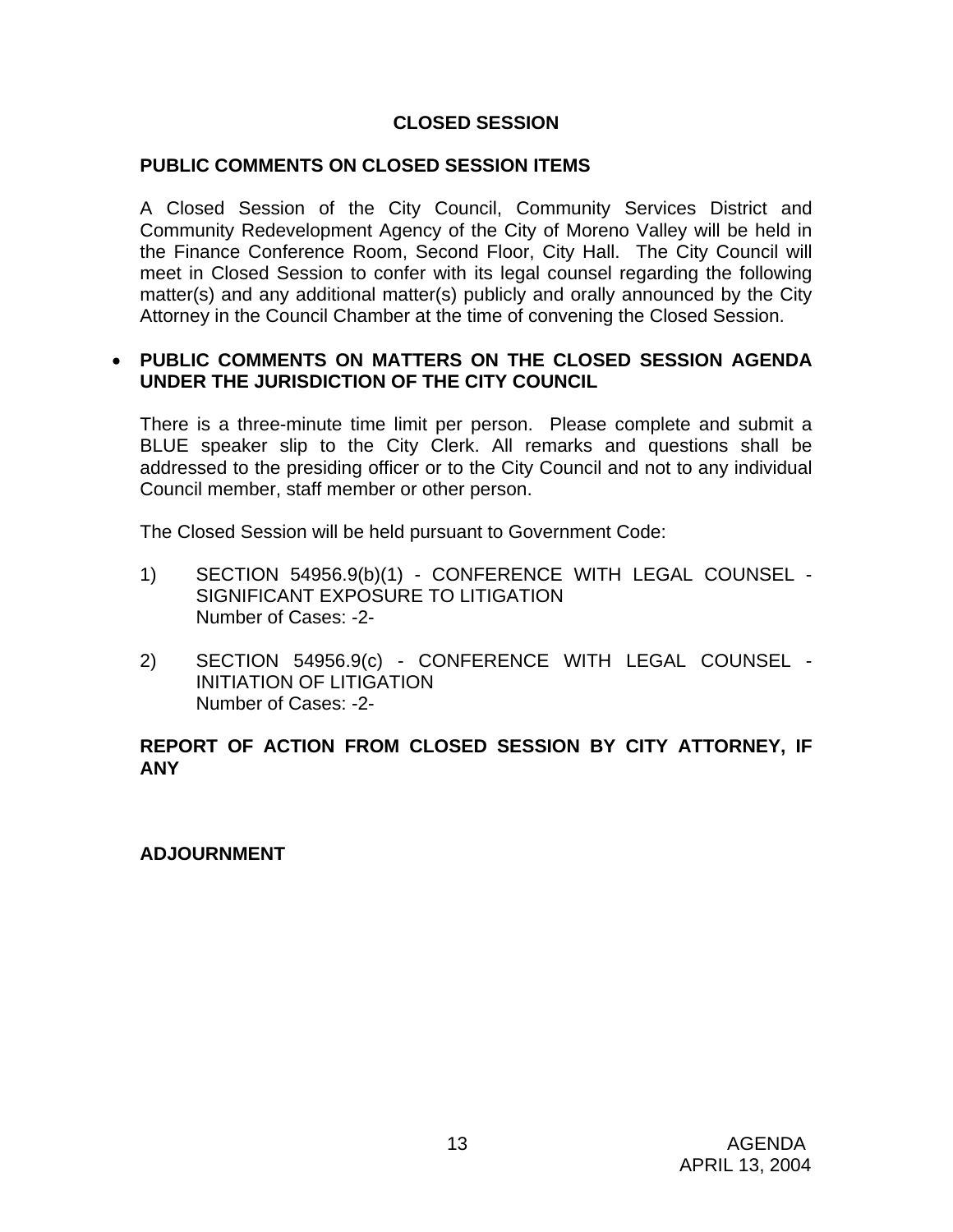## CLOSED SESSION

**PUBLIC COMMENTS ON CLOSED SESSION ITEMS**

A Closed Session of the City Council, Community Services District and Community Redevelopment Agency of the City of Moreno Valley will be held in the Finance Conference Room, Second Floor, City Hall. The City Council will meet in Closed Session to confer with its legal counsel regarding the following matter(s) and any additional matter(s) publicly and orally announced by the City Attorney in the Council Chamber at the time of convening the Closed Session.

- **PUBLIC COMMENTS ON MATTERS ON THE CLOSED SESSION AGENDA UNDER THE JURISDICTION OF THE CITY COUNCIL**

There is a three-minute time limit per person. Please complete and submit a BLUE speaker slip to the City Clerk. All remarks and questions shall be addressed to the presiding officer or to the City Council and not to any individual Council member, staff member or other person.

The Closed Session will be held pursuant to Government Code:

1) SECTION 54956.9(b)(1) - CONFERENCE WITH LEGAL COUNSEL - SIGNIFICANT EXPOSURE TO LITIGATION
   Number of Cases: -2-

2) SECTION 54956.9(c) - CONFERENCE WITH LEGAL COUNSEL - INITIATION OF LITIGATION
   Number of Cases: -2-

**REPORT OF ACTION FROM CLOSED SESSION BY CITY ATTORNEY, IF ANY**

**ADJOURNMENT**